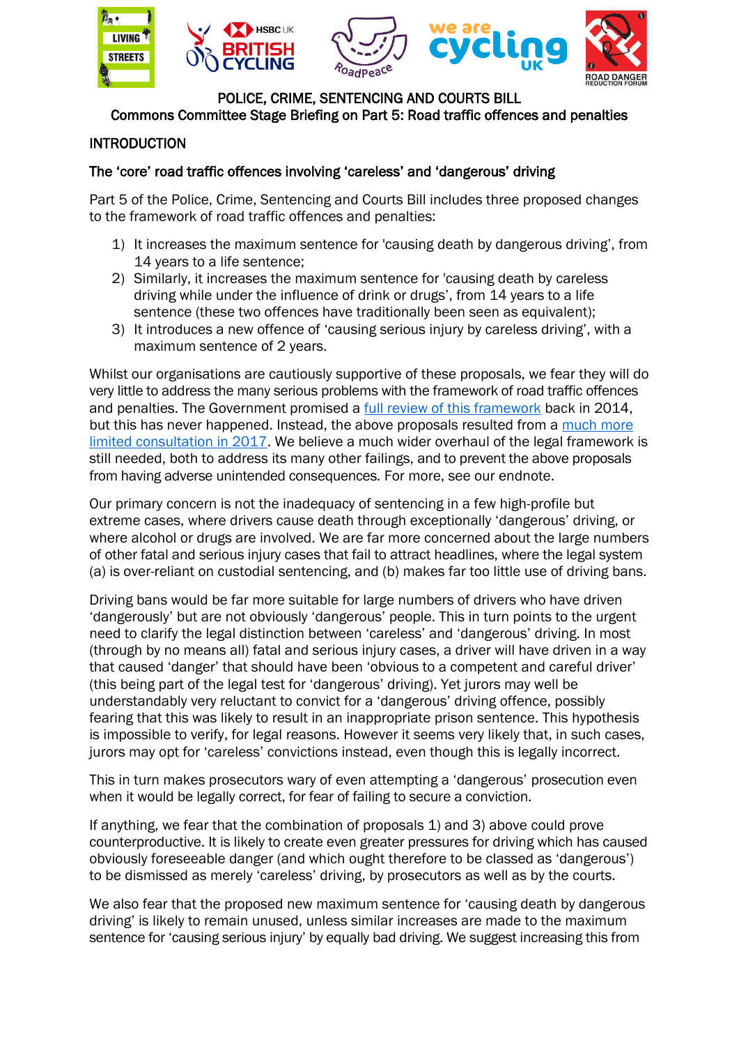POLICE, CRIME, SENTENCING AND COURTS BILL

Commons Committee Stage Briefing on Part 5: Road traffic offences and penalties

## INTRODUCTION

### The 'core' road traffic offences involving 'careless' and 'dangerous' driving

Part 5 of the Police, Crime, Sentencing and Courts Bill includes three proposed changes to the framework of road traffic offences and penalties:

1) It increases the maximum sentence for 'causing death by dangerous driving', from 14 years to a life sentence;
2) Similarly, it increases the maximum sentence for 'causing death by careless driving while under the influence of drink or drugs', from 14 years to a life sentence (these two offences have traditionally been seen as equivalent);
3) It introduces a new offence of 'causing serious injury by careless driving', with a maximum sentence of 2 years.

Whilst our organisations are cautiously supportive of these proposals, we fear they will do very little to address the many serious problems with the framework of road traffic offences and penalties. The Government promised a full review of this framework back in 2014, but this has never happened. Instead, the above proposals resulted from a much more limited consultation in 2017. We believe a much wider overhaul of the legal framework is still needed, both to address its many other failings, and to prevent the above proposals from having adverse unintended consequences. For more, see our endnote.

Our primary concern is not the inadequacy of sentencing in a few high-profile but extreme cases, where drivers cause death through exceptionally 'dangerous' driving, or where alcohol or drugs are involved. We are far more concerned about the large numbers of other fatal and serious injury cases that fail to attract headlines, where the legal system (a) is over-reliant on custodial sentencing, and (b) makes far too little use of driving bans.

Driving bans would be far more suitable for large numbers of drivers who have driven 'dangerously' but are not obviously 'dangerous' people. This in turn points to the urgent need to clarify the legal distinction between 'careless' and 'dangerous' driving. In most (through by no means all) fatal and serious injury cases, a driver will have driven in a way that caused 'danger' that should have been 'obvious to a competent and careful driver' (this being part of the legal test for 'dangerous' driving). Yet jurors may well be understandably very reluctant to convict for a 'dangerous' driving offence, possibly fearing that this was likely to result in an inappropriate prison sentence. This hypothesis is impossible to verify, for legal reasons. However it seems very likely that, in such cases, jurors may opt for 'careless' convictions instead, even though this is legally incorrect.

This in turn makes prosecutors wary of even attempting a 'dangerous' prosecution even when it would be legally correct, for fear of failing to secure a conviction.

If anything, we fear that the combination of proposals 1) and 3) above could prove counterproductive. It is likely to create even greater pressures for driving which has caused obviously foreseeable danger (and which ought therefore to be classed as 'dangerous') to be dismissed as merely 'careless' driving, by prosecutors as well as by the courts.

We also fear that the proposed new maximum sentence for 'causing death by dangerous driving' is likely to remain unused, unless similar increases are made to the maximum sentence for 'causing serious injury' by equally bad driving. We suggest increasing this from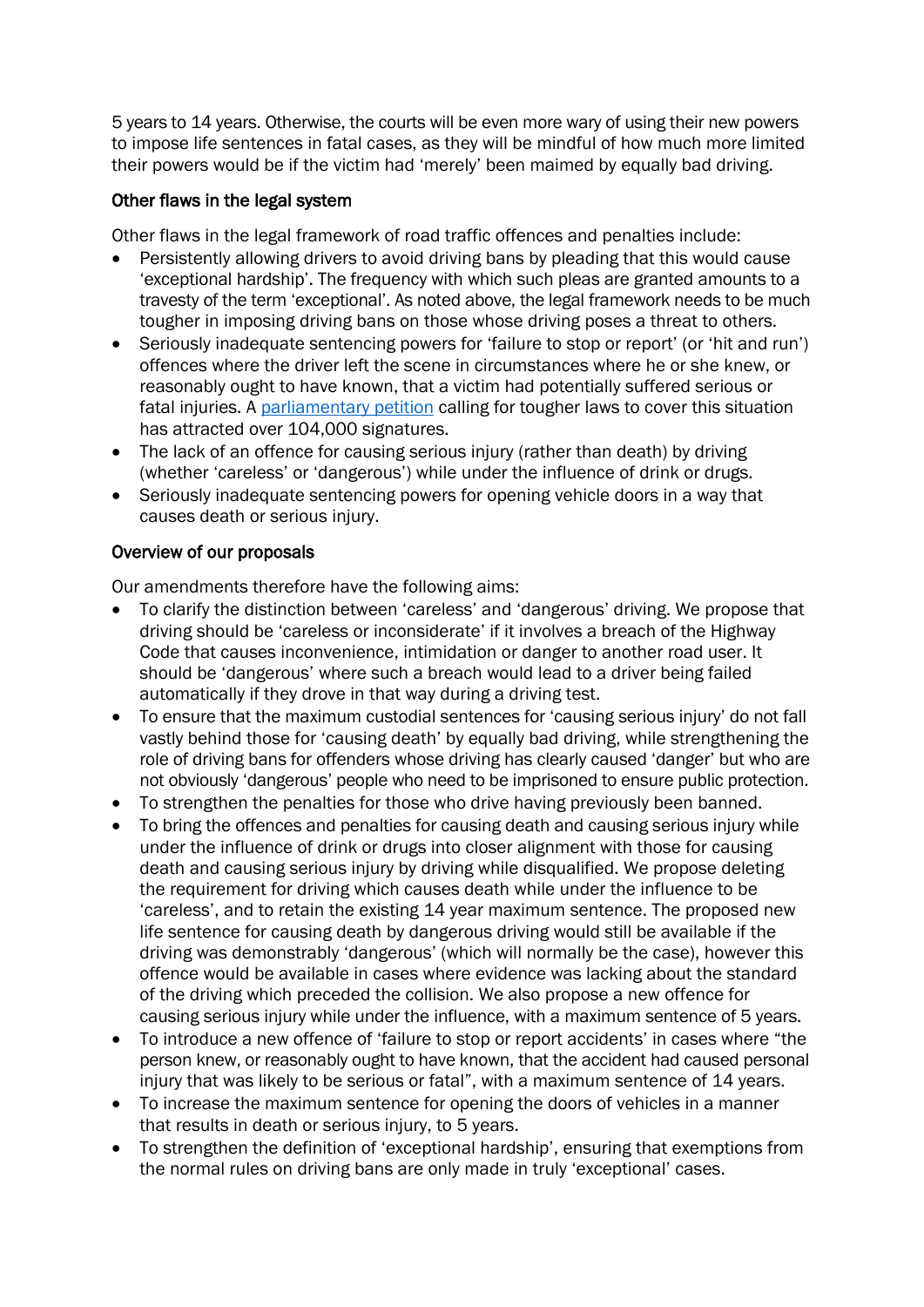5 years to 14 years. Otherwise, the courts will be even more wary of using their new powers to impose life sentences in fatal cases, as they will be mindful of how much more limited their powers would be if the victim had 'merely' been maimed by equally bad driving.

### Other flaws in the legal system

Other flaws in the legal framework of road traffic offences and penalties include:

- Persistently allowing drivers to avoid driving bans by pleading that this would cause 'exceptional hardship'. The frequency with which such pleas are granted amounts to a travesty of the term 'exceptional'. As noted above, the legal framework needs to be much tougher in imposing driving bans on those whose driving poses a threat to others.
- Seriously inadequate sentencing powers for 'failure to stop or report' (or 'hit and run') offences where the driver left the scene in circumstances where he or she knew, or reasonably ought to have known, that a victim had potentially suffered serious or fatal injuries. A parliamentary petition calling for tougher laws to cover this situation has attracted over 104,000 signatures.
- The lack of an offence for causing serious injury (rather than death) by driving (whether 'careless' or 'dangerous') while under the influence of drink or drugs.
- Seriously inadequate sentencing powers for opening vehicle doors in a way that causes death or serious injury.

### Overview of our proposals

Our amendments therefore have the following aims:

- To clarify the distinction between 'careless' and 'dangerous' driving. We propose that driving should be 'careless or inconsiderate' if it involves a breach of the Highway Code that causes inconvenience, intimidation or danger to another road user. It should be 'dangerous' where such a breach would lead to a driver being failed automatically if they drove in that way during a driving test.
- To ensure that the maximum custodial sentences for 'causing serious injury' do not fall vastly behind those for 'causing death' by equally bad driving, while strengthening the role of driving bans for offenders whose driving has clearly caused 'danger' but who are not obviously 'dangerous' people who need to be imprisoned to ensure public protection.
- To strengthen the penalties for those who drive having previously been banned.
- To bring the offences and penalties for causing death and causing serious injury while under the influence of drink or drugs into closer alignment with those for causing death and causing serious injury by driving while disqualified. We propose deleting the requirement for driving which causes death while under the influence to be 'careless', and to retain the existing 14 year maximum sentence. The proposed new life sentence for causing death by dangerous driving would still be available if the driving was demonstrably 'dangerous' (which will normally be the case), however this offence would be available in cases where evidence was lacking about the standard of the driving which preceded the collision. We also propose a new offence for causing serious injury while under the influence, with a maximum sentence of 5 years.
- To introduce a new offence of 'failure to stop or report accidents' in cases where "the person knew, or reasonably ought to have known, that the accident had caused personal injury that was likely to be serious or fatal", with a maximum sentence of 14 years.
- To increase the maximum sentence for opening the doors of vehicles in a manner that results in death or serious injury, to 5 years.
- To strengthen the definition of 'exceptional hardship', ensuring that exemptions from the normal rules on driving bans are only made in truly 'exceptional' cases.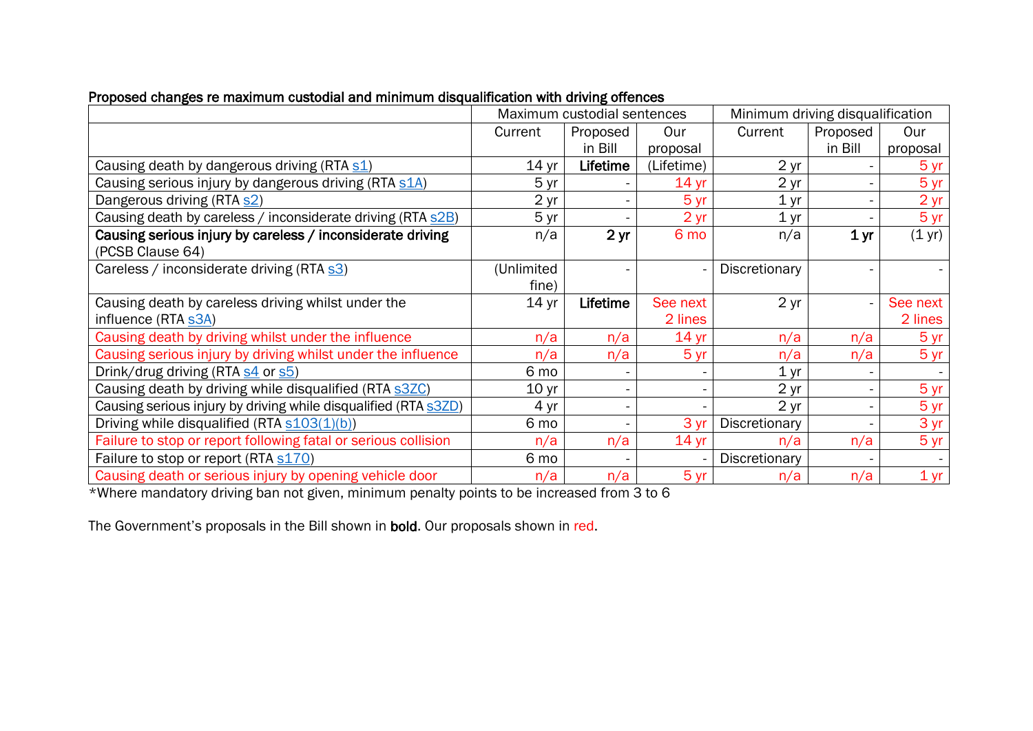**Proposed changes re maximum custodial and minimum disqualification with driving offences**

| | Maximum custodial sentences | | | Minimum driving disqualification | | |
|---|---|---|---|---|---|---|
| | Current | Proposed in Bill | Our proposal | Current | Proposed in Bill | Our proposal |
| Causing death by dangerous driving (RTA s1) | 14 yr | **Lifetime** | (Lifetime) | 2 yr | - | 5 yr |
| Causing serious injury by dangerous driving (RTA s1A) | 5 yr | - | 14 yr | 2 yr | - | 5 yr |
| Dangerous driving (RTA s2) | 2 yr | - | 5 yr | 1 yr | - | 2 yr |
| Causing death by careless / inconsiderate driving (RTA s2B) | 5 yr | - | 2 yr | 1 yr | - | 5 yr |
| **Causing serious injury by careless / inconsiderate driving** (PCSB Clause 64) | n/a | **2 yr** | 6 mo | n/a | **1 yr** | (1 yr) |
| Careless / inconsiderate driving (RTA s3) | (Unlimited fine) | - | - | Discretionary | - | - |
| Causing death by careless driving whilst under the influence (RTA s3A) | 14 yr | **Lifetime** | See next 2 lines | 2 yr | - | See next 2 lines |
| Causing death by driving whilst under the influence | n/a | n/a | 14 yr | n/a | n/a | 5 yr |
| Causing serious injury by driving whilst under the influence | n/a | n/a | 5 yr | n/a | n/a | 5 yr |
| Drink/drug driving (RTA s4 or s5) | 6 mo | - | - | 1 yr | - | - |
| Causing death by driving while disqualified (RTA s3ZC) | 10 yr | - | - | 2 yr | - | 5 yr |
| Causing serious injury by driving while disqualified (RTA s3ZD) | 4 yr | - | - | 2 yr | - | 5 yr |
| Driving while disqualified (RTA s103(1)(b)) | 6 mo | - | 3 yr | Discretionary | - | 3 yr |
| Failure to stop or report following fatal or serious collision | n/a | n/a | 14 yr | n/a | n/a | 5 yr |
| Failure to stop or report (RTA s170) | 6 mo | - | - | Discretionary | - | - |
| Causing death or serious injury by opening vehicle door | n/a | n/a | 5 yr | n/a | n/a | 1 yr |

*Where mandatory driving ban not given, minimum penalty points to be increased from 3 to 6

The Government's proposals in the Bill shown in **bold**. Our proposals shown in red.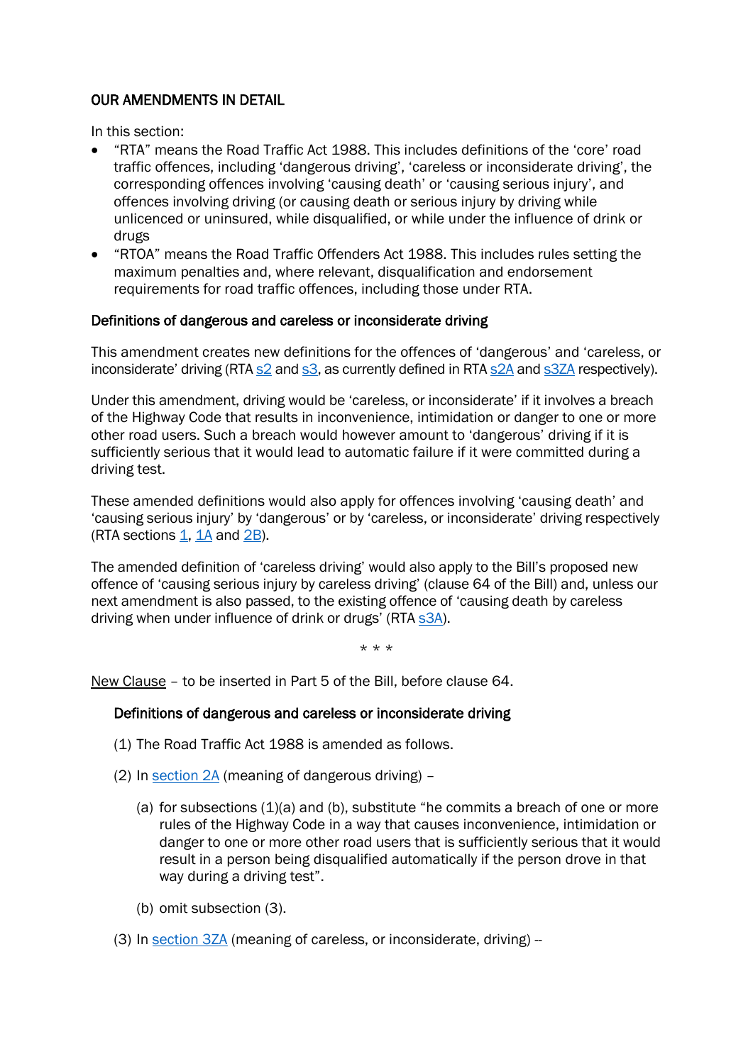## OUR AMENDMENTS IN DETAIL

In this section:

- "RTA" means the Road Traffic Act 1988. This includes definitions of the 'core' road traffic offences, including 'dangerous driving', 'careless or inconsiderate driving', the corresponding offences involving 'causing death' or 'causing serious injury', and offences involving driving (or causing death or serious injury by driving while unlicenced or uninsured, while disqualified, or while under the influence of drink or drugs
- "RTOA" means the Road Traffic Offenders Act 1988. This includes rules setting the maximum penalties and, where relevant, disqualification and endorsement requirements for road traffic offences, including those under RTA.

### Definitions of dangerous and careless or inconsiderate driving

This amendment creates new definitions for the offences of 'dangerous' and 'careless, or inconsiderate' driving (RTA s2 and s3, as currently defined in RTA s2A and s3ZA respectively).

Under this amendment, driving would be 'careless, or inconsiderate' if it involves a breach of the Highway Code that results in inconvenience, intimidation or danger to one or more other road users. Such a breach would however amount to 'dangerous' driving if it is sufficiently serious that it would lead to automatic failure if it were committed during a driving test.

These amended definitions would also apply for offences involving 'causing death' and 'causing serious injury' by 'dangerous' or by 'careless, or inconsiderate' driving respectively (RTA sections 1, 1A and 2B).

The amended definition of 'careless driving' would also apply to the Bill's proposed new offence of 'causing serious injury by careless driving' (clause 64 of the Bill) and, unless our next amendment is also passed, to the existing offence of 'causing death by careless driving when under influence of drink or drugs' (RTA s3A).

\* \* \*

New Clause – to be inserted in Part 5 of the Bill, before clause 64.

### Definitions of dangerous and careless or inconsiderate driving

(1) The Road Traffic Act 1988 is amended as follows.

(2) In section 2A (meaning of dangerous driving) –

> (a) for subsections (1)(a) and (b), substitute "he commits a breach of one or more rules of the Highway Code in a way that causes inconvenience, intimidation or danger to one or more other road users that is sufficiently serious that it would result in a person being disqualified automatically if the person drove in that way during a driving test".
>
> (b) omit subsection (3).

(3) In section 3ZA (meaning of careless, or inconsiderate, driving) --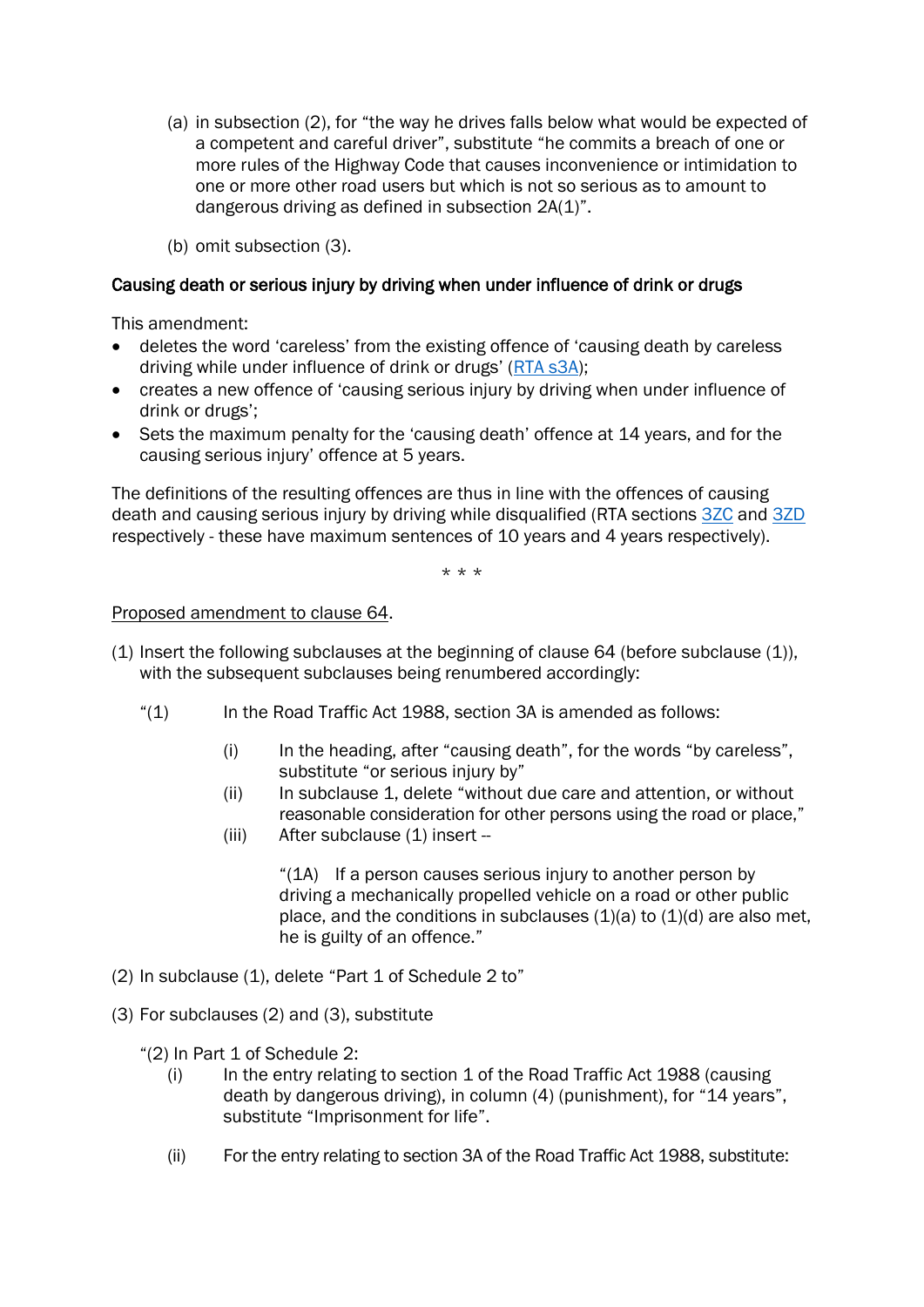(a) in subsection (2), for "the way he drives falls below what would be expected of a competent and careful driver", substitute "he commits a breach of one or more rules of the Highway Code that causes inconvenience or intimidation to one or more other road users but which is not so serious as to amount to dangerous driving as defined in subsection 2A(1)".

(b) omit subsection (3).

**Causing death or serious injury by driving when under influence of drink or drugs**

This amendment:

- deletes the word 'careless' from the existing offence of 'causing death by careless driving while under influence of drink or drugs' (RTA s3A);
- creates a new offence of 'causing serious injury by driving when under influence of drink or drugs';
- Sets the maximum penalty for the 'causing death' offence at 14 years, and for the causing serious injury' offence at 5 years.

The definitions of the resulting offences are thus in line with the offences of causing death and causing serious injury by driving while disqualified (RTA sections 3ZC and 3ZD respectively - these have maximum sentences of 10 years and 4 years respectively).

\* \* \*

Proposed amendment to clause 64.

(1) Insert the following subclauses at the beginning of clause 64 (before subclause (1)), with the subsequent subclauses being renumbered accordingly:

"(1) In the Road Traffic Act 1988, section 3A is amended as follows:

(i) In the heading, after "causing death", for the words "by careless", substitute "or serious injury by"

(ii) In subclause 1, delete "without due care and attention, or without reasonable consideration for other persons using the road or place,"

(iii) After subclause (1) insert --

"(1A) If a person causes serious injury to another person by driving a mechanically propelled vehicle on a road or other public place, and the conditions in subclauses (1)(a) to (1)(d) are also met, he is guilty of an offence."

(2) In subclause (1), delete "Part 1 of Schedule 2 to"

(3) For subclauses (2) and (3), substitute

"(2) In Part 1 of Schedule 2:

(i) In the entry relating to section 1 of the Road Traffic Act 1988 (causing death by dangerous driving), in column (4) (punishment), for "14 years", substitute "Imprisonment for life".

(ii) For the entry relating to section 3A of the Road Traffic Act 1988, substitute: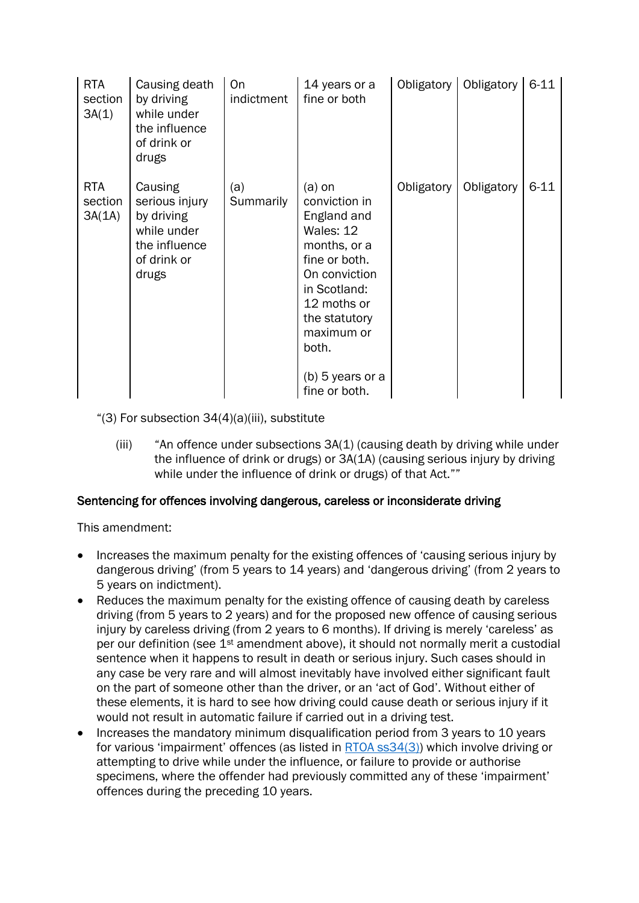| RTA section 3A(1) | Causing death by driving while under the influence of drink or drugs | On indictment | 14 years or a fine or both | Obligatory | Obligatory | 6-11 |
|---|---|---|---|---|---|---|
| RTA section 3A(1A) | Causing serious injury by driving while under the influence of drink or drugs | (a) Summarily | (a) on conviction in England and Wales: 12 months, or a fine or both. On conviction in Scotland: 12 moths or the statutory maximum or both.<br><br>(b) 5 years or a fine or both. | Obligatory | Obligatory | 6-11 |

"(3) For subsection 34(4)(a)(iii), substitute

(iii) "An offence under subsections 3A(1) (causing death by driving while under the influence of drink or drugs) or 3A(1A) (causing serious injury by driving while under the influence of drink or drugs) of that Act.""

## Sentencing for offences involving dangerous, careless or inconsiderate driving

This amendment:

- Increases the maximum penalty for the existing offences of 'causing serious injury by dangerous driving' (from 5 years to 14 years) and 'dangerous driving' (from 2 years to 5 years on indictment).
- Reduces the maximum penalty for the existing offence of causing death by careless driving (from 5 years to 2 years) and for the proposed new offence of causing serious injury by careless driving (from 2 years to 6 months). If driving is merely 'careless' as per our definition (see 1st amendment above), it should not normally merit a custodial sentence when it happens to result in death or serious injury. Such cases should in any case be very rare and will almost inevitably have involved either significant fault on the part of someone other than the driver, or an 'act of God'. Without either of these elements, it is hard to see how driving could cause death or serious injury if it would not result in automatic failure if carried out in a driving test.
- Increases the mandatory minimum disqualification period from 3 years to 10 years for various 'impairment' offences (as listed in RTOA ss34(3)) which involve driving or attempting to drive while under the influence, or failure to provide or authorise specimens, where the offender had previously committed any of these 'impairment' offences during the preceding 10 years.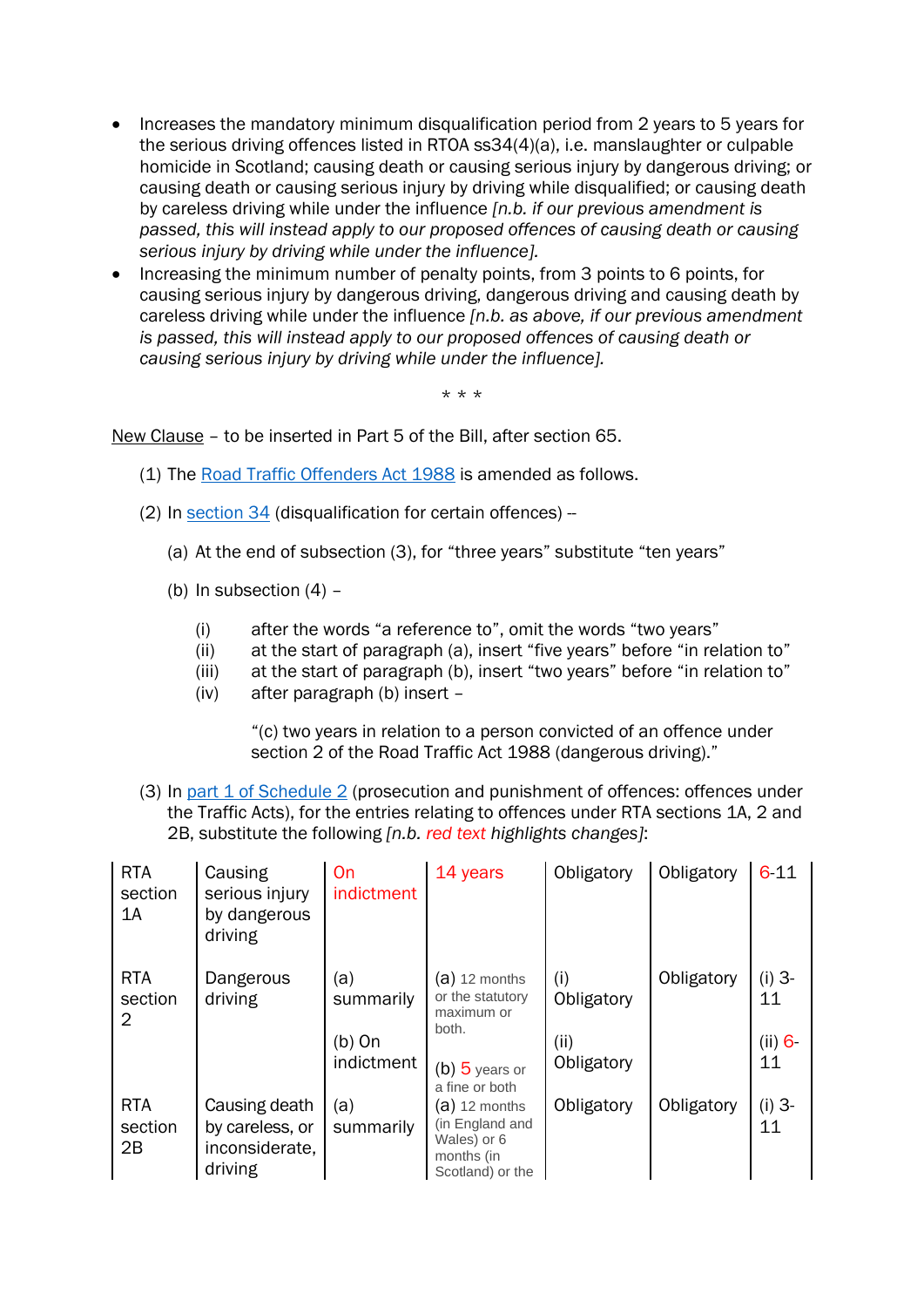- Increases the mandatory minimum disqualification period from 2 years to 5 years for the serious driving offences listed in RTOA ss34(4)(a), i.e. manslaughter or culpable homicide in Scotland; causing death or causing serious injury by dangerous driving; or causing death or causing serious injury by driving while disqualified; or causing death by careless driving while under the influence *[n.b. if our previous amendment is passed, this will instead apply to our proposed offences of causing death or causing serious injury by driving while under the influence].*
- Increasing the minimum number of penalty points, from 3 points to 6 points, for causing serious injury by dangerous driving, dangerous driving and causing death by careless driving while under the influence *[n.b. as above, if our previous amendment is passed, this will instead apply to our proposed offences of causing death or causing serious injury by driving while under the influence].*

\* \* \*

New Clause – to be inserted in Part 5 of the Bill, after section 65.

(1) The Road Traffic Offenders Act 1988 is amended as follows.

(2) In section 34 (disqualification for certain offences) –

(a) At the end of subsection (3), for "three years" substitute "ten years"

(b) In subsection (4) –

(i) after the words "a reference to", omit the words "two years"
(ii) at the start of paragraph (a), insert "five years" before "in relation to"
(iii) at the start of paragraph (b), insert "two years" before "in relation to"
(iv) after paragraph (b) insert –

"(c) two years in relation to a person convicted of an offence under section 2 of the Road Traffic Act 1988 (dangerous driving)."

(3) In part 1 of Schedule 2 (prosecution and punishment of offences: offences under the Traffic Acts), for the entries relating to offences under RTA sections 1A, 2 and 2B, substitute the following *[n.b. red text highlights changes]*:

| | | | | | | |
|---|---|---|---|---|---|---|
| RTA section 1A | Causing serious injury by dangerous driving | On indictment | 14 years | Obligatory | Obligatory | 6-11 |
| RTA section 2 | Dangerous driving | (a) summarily<br><br>(b) On indictment | (a) 12 months or the statutory maximum or both.<br><br>(b) 5 years or a fine or both | (i) Obligatory<br><br>(ii) Obligatory | Obligatory | (i) 3-11<br><br>(ii) 6-11 |
| RTA section 2B | Causing death by careless, or inconsiderate, driving | (a) summarily | (a) 12 months (in England and Wales) or 6 months (in Scotland) or the | Obligatory | Obligatory | (i) 3-11 |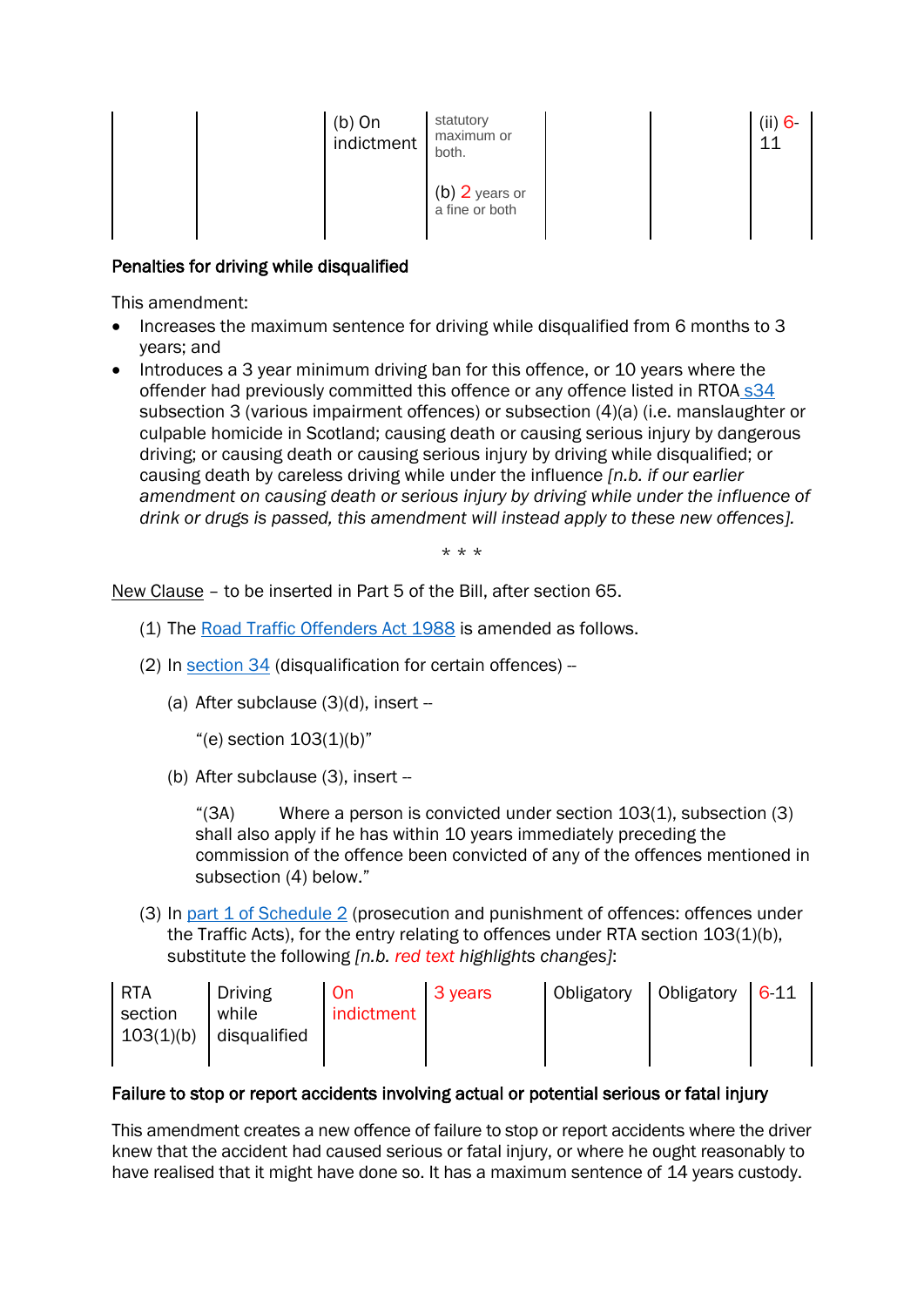| | | (b) On indictment | statutory maximum or both.<br><br>(b) 2 years or a fine or both | | | (ii) 6-11 |
|---|---|---|---|---|---|---|

**Penalties for driving while disqualified**

This amendment:

- Increases the maximum sentence for driving while disqualified from 6 months to 3 years; and
- Introduces a 3 year minimum driving ban for this offence, or 10 years where the offender had previously committed this offence or any offence listed in RTOA s34 subsection 3 (various impairment offences) or subsection (4)(a) (i.e. manslaughter or culpable homicide in Scotland; causing death or causing serious injury by dangerous driving; or causing death or causing serious injury by driving while disqualified; or causing death by careless driving while under the influence *[n.b. if our earlier amendment on causing death or serious injury by driving while under the influence of drink or drugs is passed, this amendment will instead apply to these new offences].*

\* \* \*

New Clause – to be inserted in Part 5 of the Bill, after section 65.

(1) The Road Traffic Offenders Act 1988 is amended as follows.

(2) In section 34 (disqualification for certain offences) –

(a) After subclause (3)(d), insert –

"(e) section 103(1)(b)"

(b) After subclause (3), insert –

"(3A) Where a person is convicted under section 103(1), subsection (3) shall also apply if he has within 10 years immediately preceding the commission of the offence been convicted of any of the offences mentioned in subsection (4) below."

(3) In part 1 of Schedule 2 (prosecution and punishment of offences: offences under the Traffic Acts), for the entry relating to offences under RTA section 103(1)(b), substitute the following *[n.b. red text highlights changes]*:

| RTA section 103(1)(b) | Driving while disqualified | On indictment | 3 years | Obligatory | Obligatory | 6-11 |
|---|---|---|---|---|---|---|

**Failure to stop or report accidents involving actual or potential serious or fatal injury**

This amendment creates a new offence of failure to stop or report accidents where the driver knew that the accident had caused serious or fatal injury, or where he ought reasonably to have realised that it might have done so. It has a maximum sentence of 14 years custody.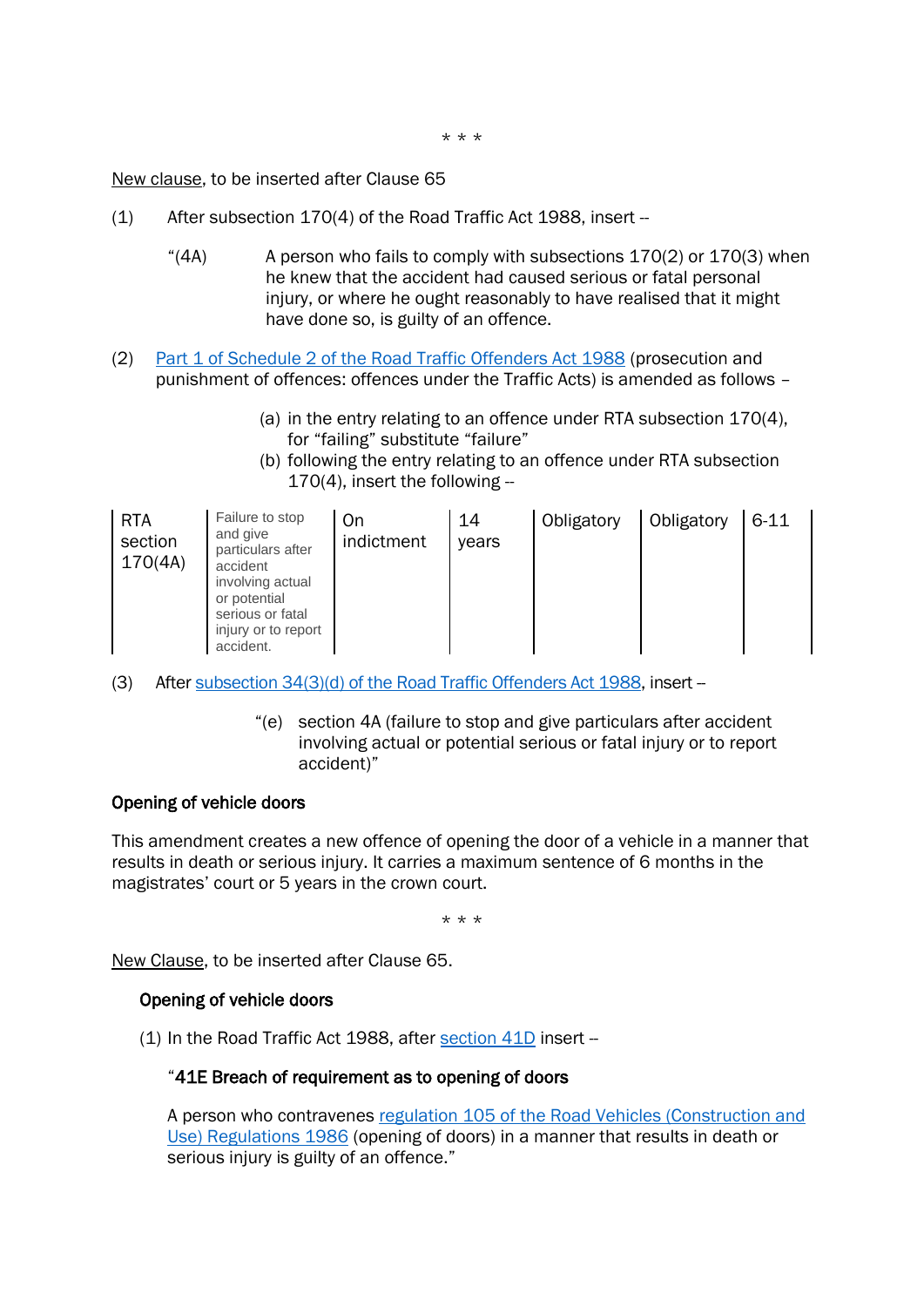\* \* \*

<u>New clause</u>, to be inserted after Clause 65

(1) After subsection 170(4) of the Road Traffic Act 1988, insert –

> "(4A) A person who fails to comply with subsections 170(2) or 170(3) when he knew that the accident had caused serious or fatal personal injury, or where he ought reasonably to have realised that it might have done so, is guilty of an offence.

(2) [Part 1 of Schedule 2 of the Road Traffic Offenders Act 1988](#) (prosecution and punishment of offences: offences under the Traffic Acts) is amended as follows –

> (a) in the entry relating to an offence under RTA subsection 170(4), for "failing" substitute "failure"
> (b) following the entry relating to an offence under RTA subsection 170(4), insert the following –

| | | | | | | |
|---|---|---|---|---|---|---|
| RTA section 170(4A) | Failure to stop and give particulars after accident involving actual or potential serious or fatal injury or to report accident. | On indictment | 14 years | Obligatory | Obligatory | 6-11 |

(3) After [subsection 34(3)(d) of the Road Traffic Offenders Act 1988](#), insert –

> "(e) section 4A (failure to stop and give particulars after accident involving actual or potential serious or fatal injury or to report accident)"

**Opening of vehicle doors**

This amendment creates a new offence of opening the door of a vehicle in a manner that results in death or serious injury. It carries a maximum sentence of 6 months in the magistrates' court or 5 years in the crown court.

\* \* \*

<u>New Clause</u>, to be inserted after Clause 65.

**Opening of vehicle doors**

(1) In the Road Traffic Act 1988, after [section 41D](#) insert –

> "**41E Breach of requirement as to opening of doors**
>
> A person who contravenes [regulation 105 of the Road Vehicles (Construction and Use) Regulations 1986](#) (opening of doors) in a manner that results in death or serious injury is guilty of an offence."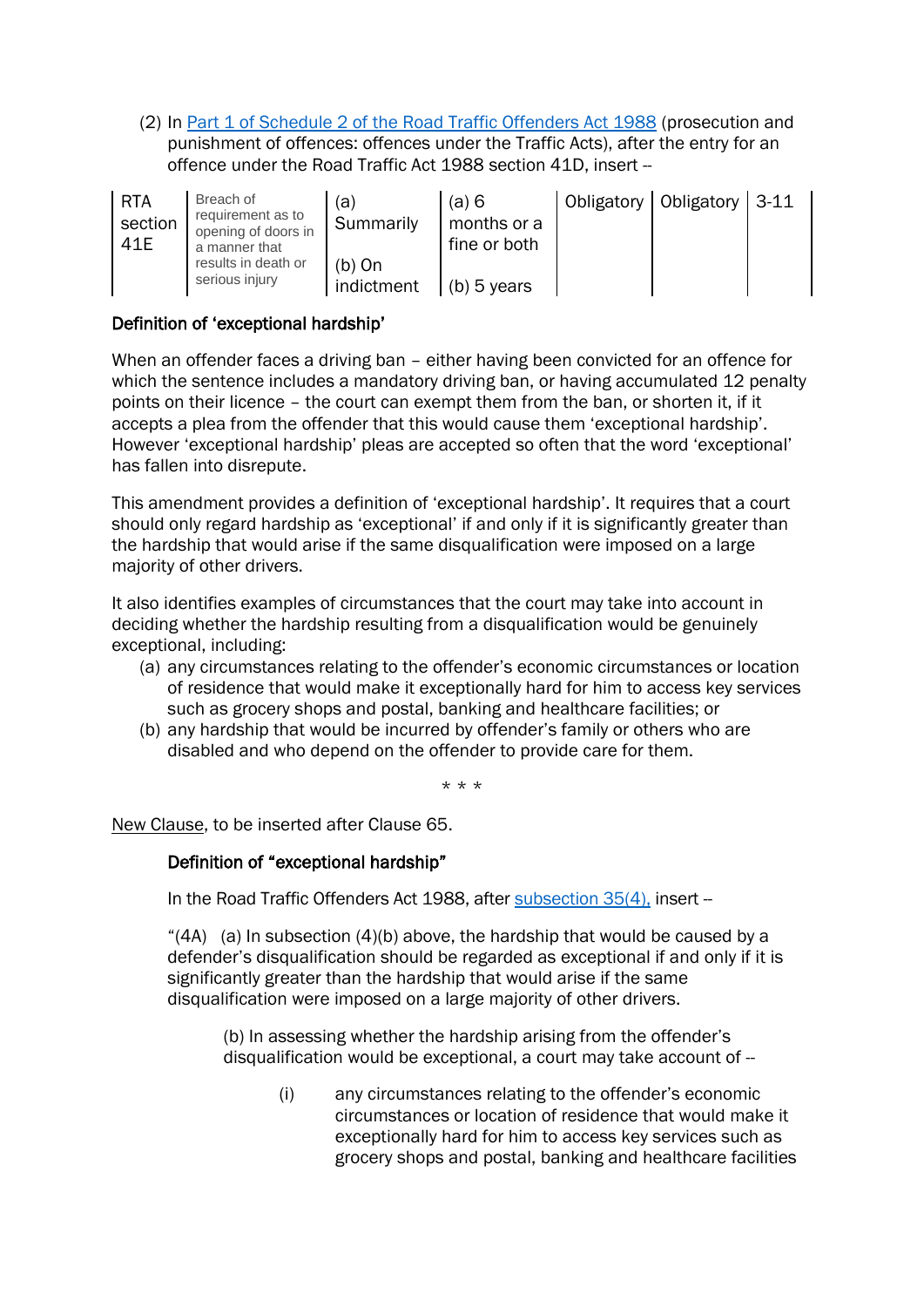(2) In Part 1 of Schedule 2 of the Road Traffic Offenders Act 1988 (prosecution and punishment of offences: offences under the Traffic Acts), after the entry for an offence under the Road Traffic Act 1988 section 41D, insert --

| | | | | | | |
|---|---|---|---|---|---|---|
| RTA section 41E | Breach of requirement as to opening of doors in a manner that results in death or serious injury | (a) Summarily<br><br>(b) On indictment | (a) 6 months or a fine or both<br><br>(b) 5 years | Obligatory | Obligatory | 3-11 |

### Definition of 'exceptional hardship'

When an offender faces a driving ban – either having been convicted for an offence for which the sentence includes a mandatory driving ban, or having accumulated 12 penalty points on their licence – the court can exempt them from the ban, or shorten it, if it accepts a plea from the offender that this would cause them 'exceptional hardship'. However 'exceptional hardship' pleas are accepted so often that the word 'exceptional' has fallen into disrepute.

This amendment provides a definition of 'exceptional hardship'. It requires that a court should only regard hardship as 'exceptional' if and only if it is significantly greater than the hardship that would arise if the same disqualification were imposed on a large majority of other drivers.

It also identifies examples of circumstances that the court may take into account in deciding whether the hardship resulting from a disqualification would be genuinely exceptional, including:

(a) any circumstances relating to the offender's economic circumstances or location of residence that would make it exceptionally hard for him to access key services such as grocery shops and postal, banking and healthcare facilities; or
(b) any hardship that would be incurred by offender's family or others who are disabled and who depend on the offender to provide care for them.

\* \* \*

New Clause, to be inserted after Clause 65.

### Definition of "exceptional hardship"

In the Road Traffic Offenders Act 1988, after subsection 35(4), insert --

"(4A) (a) In subsection (4)(b) above, the hardship that would be caused by a defender's disqualification should be regarded as exceptional if and only if it is significantly greater than the hardship that would arise if the same disqualification were imposed on a large majority of other drivers.

(b) In assessing whether the hardship arising from the offender's disqualification would be exceptional, a court may take account of --

(i) any circumstances relating to the offender's economic circumstances or location of residence that would make it exceptionally hard for him to access key services such as grocery shops and postal, banking and healthcare facilities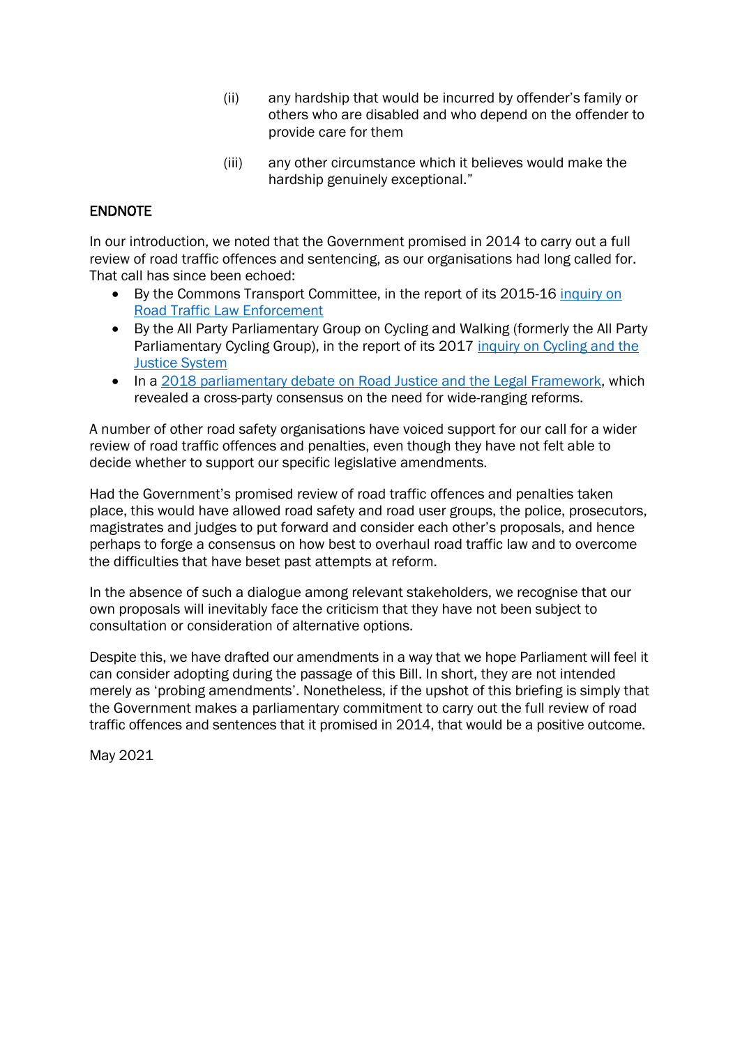(ii) any hardship that would be incurred by offender's family or others who are disabled and who depend on the offender to provide care for them

(iii) any other circumstance which it believes would make the hardship genuinely exceptional."

## ENDNOTE

In our introduction, we noted that the Government promised in 2014 to carry out a full review of road traffic offences and sentencing, as our organisations had long called for. That call has since been echoed:

- By the Commons Transport Committee, in the report of its 2015-16 inquiry on Road Traffic Law Enforcement
- By the All Party Parliamentary Group on Cycling and Walking (formerly the All Party Parliamentary Cycling Group), in the report of its 2017 inquiry on Cycling and the Justice System
- In a 2018 parliamentary debate on Road Justice and the Legal Framework, which revealed a cross-party consensus on the need for wide-ranging reforms.

A number of other road safety organisations have voiced support for our call for a wider review of road traffic offences and penalties, even though they have not felt able to decide whether to support our specific legislative amendments.

Had the Government's promised review of road traffic offences and penalties taken place, this would have allowed road safety and road user groups, the police, prosecutors, magistrates and judges to put forward and consider each other's proposals, and hence perhaps to forge a consensus on how best to overhaul road traffic law and to overcome the difficulties that have beset past attempts at reform.

In the absence of such a dialogue among relevant stakeholders, we recognise that our own proposals will inevitably face the criticism that they have not been subject to consultation or consideration of alternative options.

Despite this, we have drafted our amendments in a way that we hope Parliament will feel it can consider adopting during the passage of this Bill. In short, they are not intended merely as 'probing amendments'. Nonetheless, if the upshot of this briefing is simply that the Government makes a parliamentary commitment to carry out the full review of road traffic offences and sentences that it promised in 2014, that would be a positive outcome.

May 2021